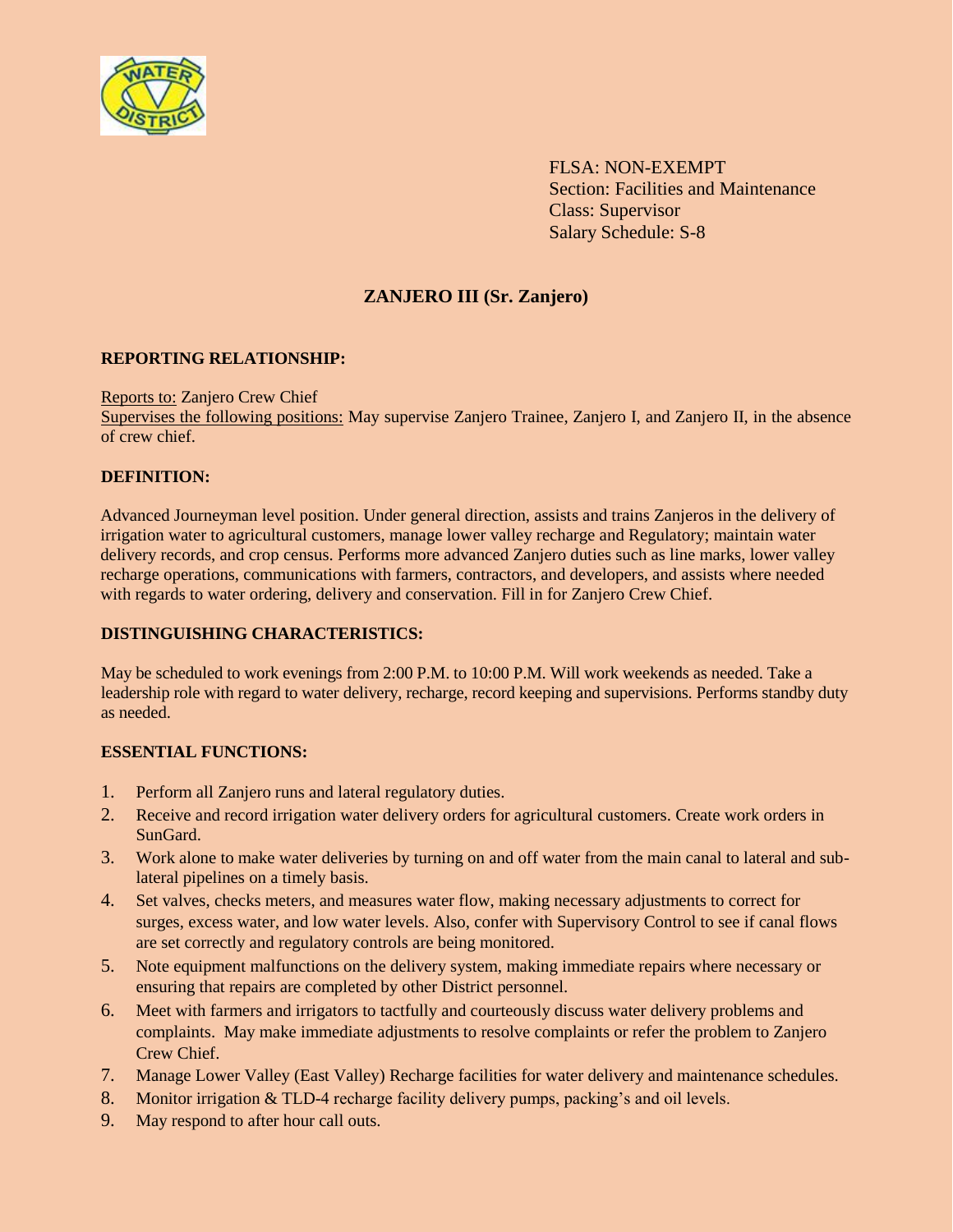FLSA: NON-EXEMPT
Section: Facilities and Maintenance
Class: Supervisor
Salary Schedule: S-8

# ZANJERO III (Sr. Zanjero)

## REPORTING RELATIONSHIP:

Reports to: Zanjero Crew Chief
Supervises the following positions: May supervise Zanjero Trainee, Zanjero I, and Zanjero II, in the absence of crew chief.

## DEFINITION:

Advanced Journeyman level position. Under general direction, assists and trains Zanjeros in the delivery of irrigation water to agricultural customers, manage lower valley recharge and Regulatory; maintain water delivery records, and crop census. Performs more advanced Zanjero duties such as line marks, lower valley recharge operations, communications with farmers, contractors, and developers, and assists where needed with regards to water ordering, delivery and conservation. Fill in for Zanjero Crew Chief.

## DISTINGUISHING CHARACTERISTICS:

May be scheduled to work evenings from 2:00 P.M. to 10:00 P.M. Will work weekends as needed. Take a leadership role with regard to water delivery, recharge, record keeping and supervisions. Performs standby duty as needed.

## ESSENTIAL FUNCTIONS:

1. Perform all Zanjero runs and lateral regulatory duties.
2. Receive and record irrigation water delivery orders for agricultural customers. Create work orders in SunGard.
3. Work alone to make water deliveries by turning on and off water from the main canal to lateral and sub-lateral pipelines on a timely basis.
4. Set valves, checks meters, and measures water flow, making necessary adjustments to correct for surges, excess water, and low water levels. Also, confer with Supervisory Control to see if canal flows are set correctly and regulatory controls are being monitored.
5. Note equipment malfunctions on the delivery system, making immediate repairs where necessary or ensuring that repairs are completed by other District personnel.
6. Meet with farmers and irrigators to tactfully and courteously discuss water delivery problems and complaints. May make immediate adjustments to resolve complaints or refer the problem to Zanjero Crew Chief.
7. Manage Lower Valley (East Valley) Recharge facilities for water delivery and maintenance schedules.
8. Monitor irrigation & TLD-4 recharge facility delivery pumps, packing's and oil levels.
9. May respond to after hour call outs.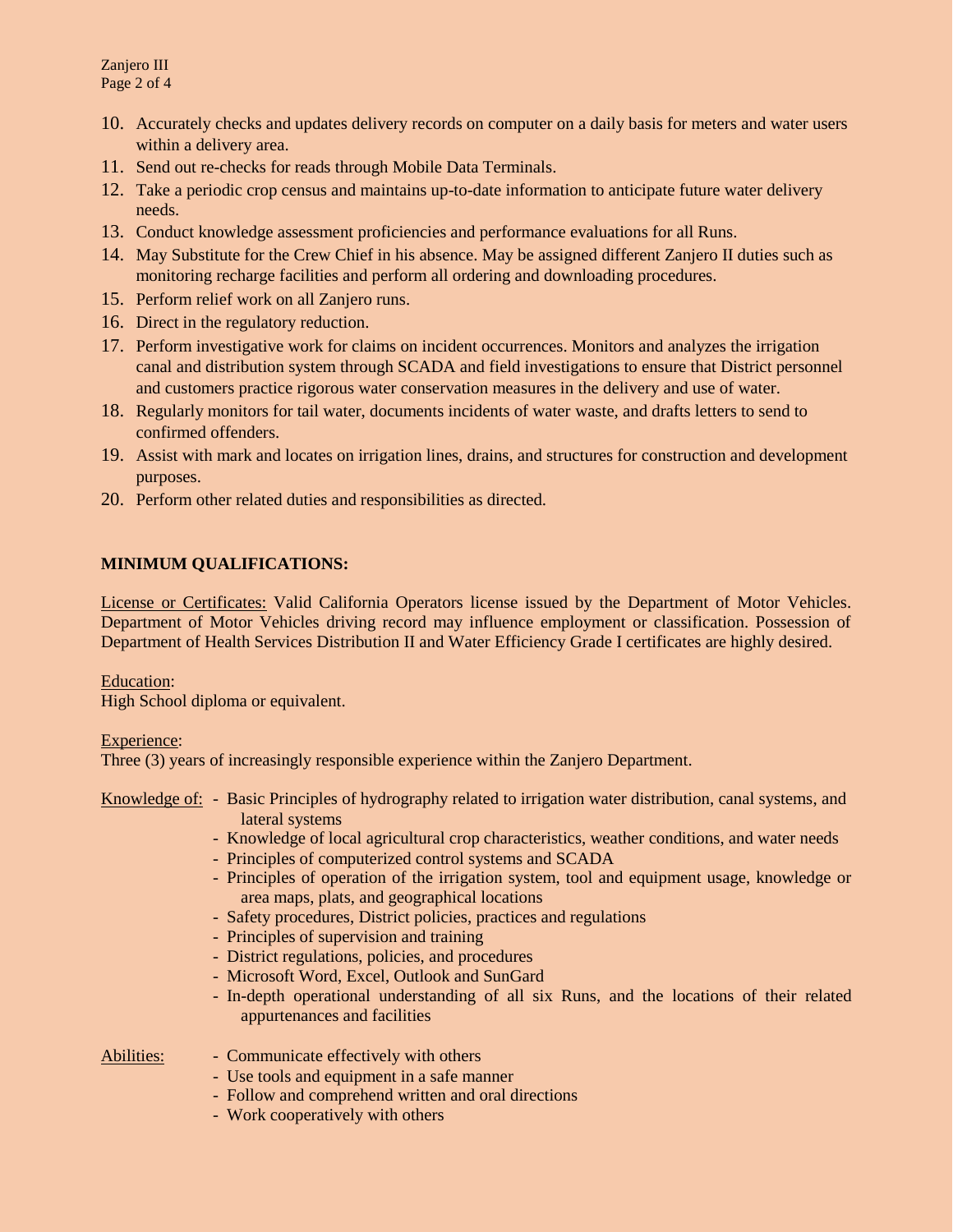10. Accurately checks and updates delivery records on computer on a daily basis for meters and water users within a delivery area.
11. Send out re-checks for reads through Mobile Data Terminals.
12. Take a periodic crop census and maintains up-to-date information to anticipate future water delivery needs.
13. Conduct knowledge assessment proficiencies and performance evaluations for all Runs.
14. May Substitute for the Crew Chief in his absence. May be assigned different Zanjero II duties such as monitoring recharge facilities and perform all ordering and downloading procedures.
15. Perform relief work on all Zanjero runs.
16. Direct in the regulatory reduction.
17. Perform investigative work for claims on incident occurrences. Monitors and analyzes the irrigation canal and distribution system through SCADA and field investigations to ensure that District personnel and customers practice rigorous water conservation measures in the delivery and use of water.
18. Regularly monitors for tail water, documents incidents of water waste, and drafts letters to send to confirmed offenders.
19. Assist with mark and locates on irrigation lines, drains, and structures for construction and development purposes.
20. Perform other related duties and responsibilities as directed.

**MINIMUM QUALIFICATIONS:**

License or Certificates: Valid California Operators license issued by the Department of Motor Vehicles. Department of Motor Vehicles driving record may influence employment or classification. Possession of Department of Health Services Distribution II and Water Efficiency Grade I certificates are highly desired.

Education:
High School diploma or equivalent.

Experience:
Three (3) years of increasingly responsible experience within the Zanjero Department.

Knowledge of:
- Basic Principles of hydrography related to irrigation water distribution, canal systems, and lateral systems
- Knowledge of local agricultural crop characteristics, weather conditions, and water needs
- Principles of computerized control systems and SCADA
- Principles of operation of the irrigation system, tool and equipment usage, knowledge or area maps, plats, and geographical locations
- Safety procedures, District policies, practices and regulations
- Principles of supervision and training
- District regulations, policies, and procedures
- Microsoft Word, Excel, Outlook and SunGard
- In-depth operational understanding of all six Runs, and the locations of their related appurtenances and facilities

Abilities:
- Communicate effectively with others
- Use tools and equipment in a safe manner
- Follow and comprehend written and oral directions
- Work cooperatively with others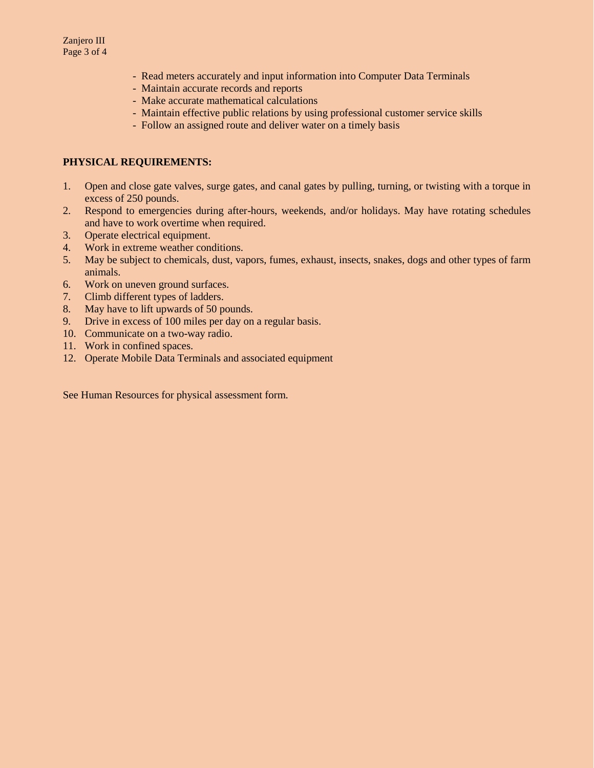- Read meters accurately and input information into Computer Data Terminals
- Maintain accurate records and reports
- Make accurate mathematical calculations
- Maintain effective public relations by using professional customer service skills
- Follow an assigned route and deliver water on a timely basis

**PHYSICAL REQUIREMENTS:**

1. Open and close gate valves, surge gates, and canal gates by pulling, turning, or twisting with a torque in excess of 250 pounds.
2. Respond to emergencies during after-hours, weekends, and/or holidays. May have rotating schedules and have to work overtime when required.
3. Operate electrical equipment.
4. Work in extreme weather conditions.
5. May be subject to chemicals, dust, vapors, fumes, exhaust, insects, snakes, dogs and other types of farm animals.
6. Work on uneven ground surfaces.
7. Climb different types of ladders.
8. May have to lift upwards of 50 pounds.
9. Drive in excess of 100 miles per day on a regular basis.
10. Communicate on a two-way radio.
11. Work in confined spaces.
12. Operate Mobile Data Terminals and associated equipment

See Human Resources for physical assessment form.